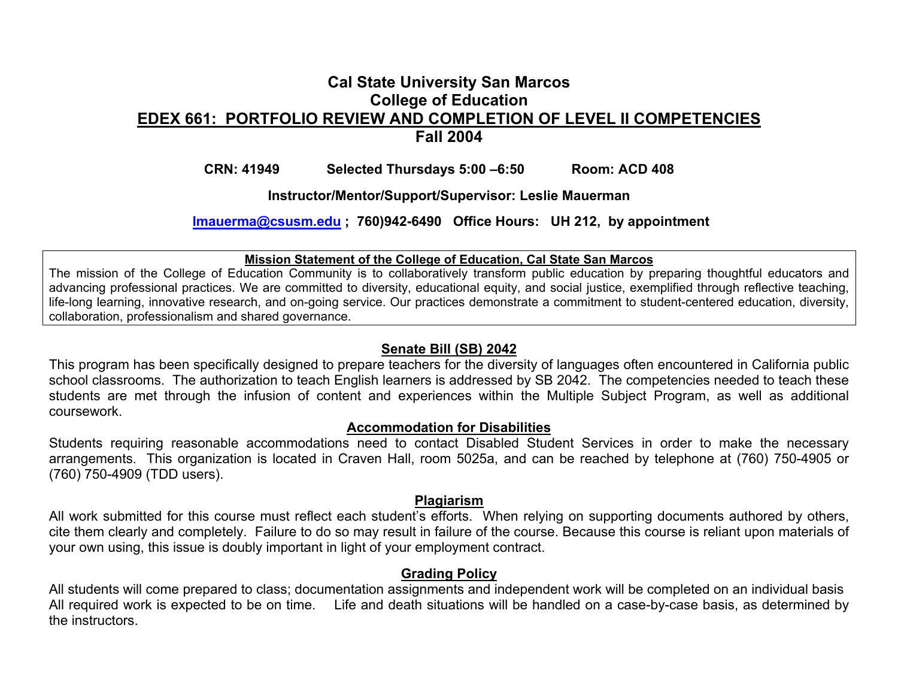# Cal State University San Marcos
# College of Education
# EDEX 661: PORTFOLIO REVIEW AND COMPLETION OF LEVEL II COMPETENCIES
# Fall 2004

**CRN: 41949 Selected Thursdays 5:00 –6:50 Room: ACD 408**

**Instructor/Mentor/Support/Supervisor: Leslie Mauerman**

**lmauerma@csusm.edu ; 760)942-6490 Office Hours: UH 212, by appointment**

**Mission Statement of the College of Education, Cal State San Marcos**

The mission of the College of Education Community is to collaboratively transform public education by preparing thoughtful educators and advancing professional practices. We are committed to diversity, educational equity, and social justice, exemplified through reflective teaching, life-long learning, innovative research, and on-going service. Our practices demonstrate a commitment to student-centered education, diversity, collaboration, professionalism and shared governance.

## Senate Bill (SB) 2042

This program has been specifically designed to prepare teachers for the diversity of languages often encountered in California public school classrooms. The authorization to teach English learners is addressed by SB 2042. The competencies needed to teach these students are met through the infusion of content and experiences within the Multiple Subject Program, as well as additional coursework.

## Accommodation for Disabilities

Students requiring reasonable accommodations need to contact Disabled Student Services in order to make the necessary arrangements. This organization is located in Craven Hall, room 5025a, and can be reached by telephone at (760) 750-4905 or (760) 750-4909 (TDD users).

## Plagiarism

All work submitted for this course must reflect each student's efforts. When relying on supporting documents authored by others, cite them clearly and completely. Failure to do so may result in failure of the course. Because this course is reliant upon materials of your own using, this issue is doubly important in light of your employment contract.

## Grading Policy

All students will come prepared to class; documentation assignments and independent work will be completed on an individual basis All required work is expected to be on time. Life and death situations will be handled on a case-by-case basis, as determined by the instructors.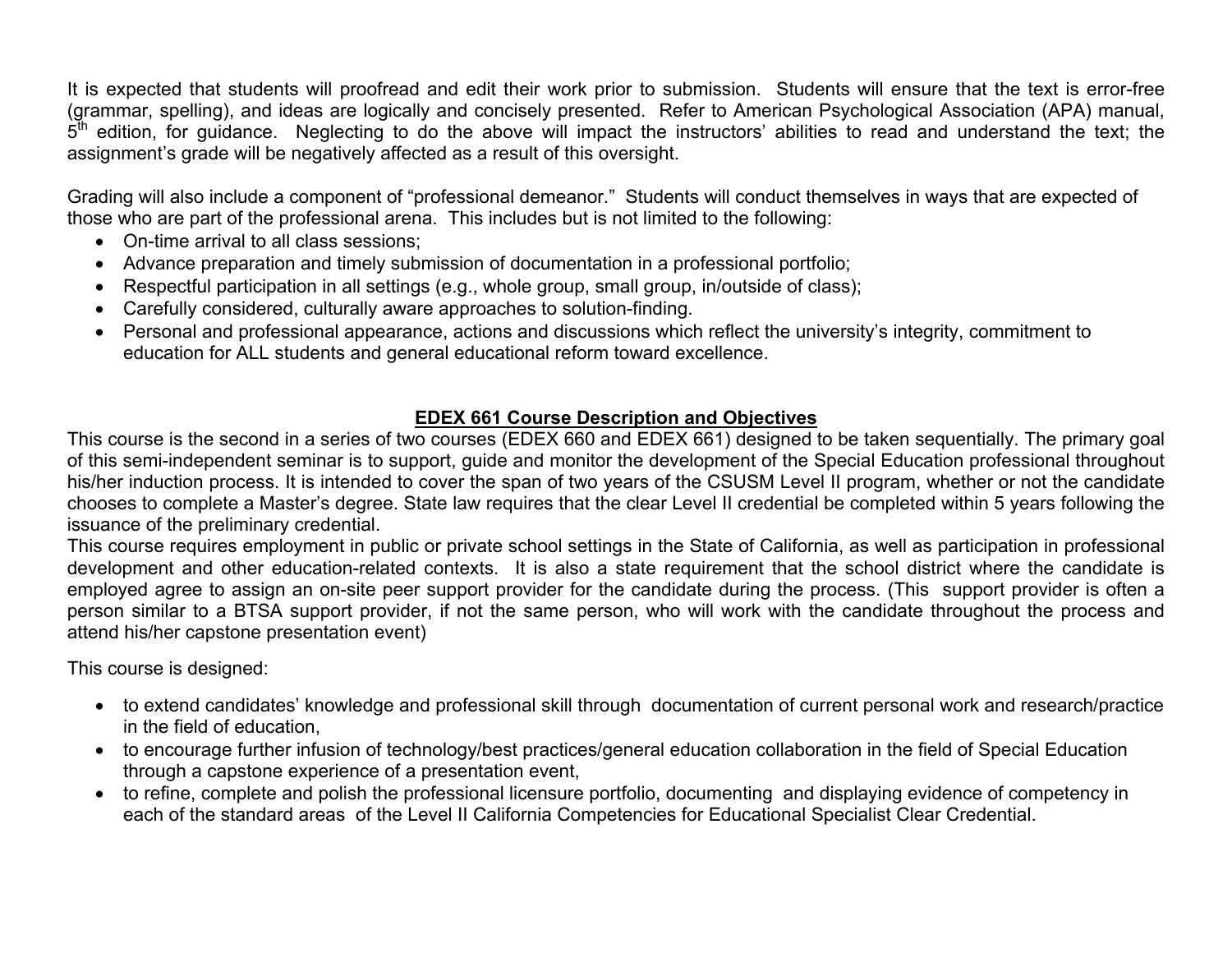It is expected that students will proofread and edit their work prior to submission. Students will ensure that the text is error-free (grammar, spelling), and ideas are logically and concisely presented. Refer to American Psychological Association (APA) manual, 5th edition, for guidance. Neglecting to do the above will impact the instructors' abilities to read and understand the text; the assignment's grade will be negatively affected as a result of this oversight.

Grading will also include a component of "professional demeanor." Students will conduct themselves in ways that are expected of those who are part of the professional arena. This includes but is not limited to the following:

- On-time arrival to all class sessions;
- Advance preparation and timely submission of documentation in a professional portfolio;
- Respectful participation in all settings (e.g., whole group, small group, in/outside of class);
- Carefully considered, culturally aware approaches to solution-finding.
- Personal and professional appearance, actions and discussions which reflect the university's integrity, commitment to education for ALL students and general educational reform toward excellence.

## EDEX 661 Course Description and Objectives

This course is the second in a series of two courses (EDEX 660 and EDEX 661) designed to be taken sequentially. The primary goal of this semi-independent seminar is to support, guide and monitor the development of the Special Education professional throughout his/her induction process. It is intended to cover the span of two years of the CSUSM Level II program, whether or not the candidate chooses to complete a Master's degree. State law requires that the clear Level II credential be completed within 5 years following the issuance of the preliminary credential.

This course requires employment in public or private school settings in the State of California, as well as participation in professional development and other education-related contexts. It is also a state requirement that the school district where the candidate is employed agree to assign an on-site peer support provider for the candidate during the process. (This support provider is often a person similar to a BTSA support provider, if not the same person, who will work with the candidate throughout the process and attend his/her capstone presentation event)

This course is designed:

- to extend candidates' knowledge and professional skill through documentation of current personal work and research/practice in the field of education,
- to encourage further infusion of technology/best practices/general education collaboration in the field of Special Education through a capstone experience of a presentation event,
- to refine, complete and polish the professional licensure portfolio, documenting and displaying evidence of competency in each of the standard areas of the Level II California Competencies for Educational Specialist Clear Credential.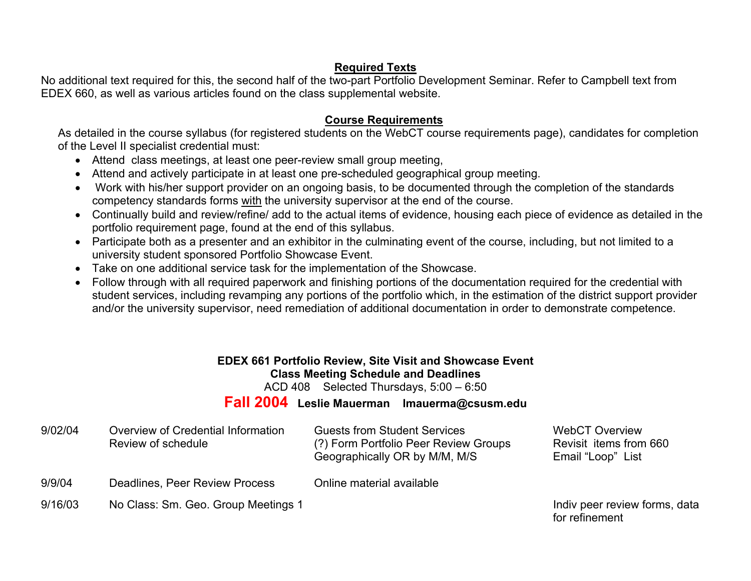## Required Texts

No additional text required for this, the second half of the two-part Portfolio Development Seminar. Refer to Campbell text from EDEX 660, as well as various articles found on the class supplemental website.

## Course Requirements

As detailed in the course syllabus (for registered students on the WebCT course requirements page), candidates for completion of the Level II specialist credential must:

- Attend class meetings, at least one peer-review small group meeting,
- Attend and actively participate in at least one pre-scheduled geographical group meeting.
- Work with his/her support provider on an ongoing basis, to be documented through the completion of the standards competency standards forms with the university supervisor at the end of the course.
- Continually build and review/refine/ add to the actual items of evidence, housing each piece of evidence as detailed in the portfolio requirement page, found at the end of this syllabus.
- Participate both as a presenter and an exhibitor in the culminating event of the course, including, but not limited to a university student sponsored Portfolio Showcase Event.
- Take on one additional service task for the implementation of the Showcase.
- Follow through with all required paperwork and finishing portions of the documentation required for the credential with student services, including revamping any portions of the portfolio which, in the estimation of the district support provider and/or the university supervisor, need remediation of additional documentation in order to demonstrate competence.

**EDEX 661 Portfolio Review, Site Visit and Showcase Event**
**Class Meeting Schedule and Deadlines**
ACD 408 Selected Thursdays, 5:00 – 6:50
**Fall 2004 Leslie Mauerman lmauerma@csusm.edu**

| | | | |
|---|---|---|---|
| 9/02/04 | Overview of Credential Information<br>Review of schedule | Guests from Student Services<br>(?) Form Portfolio Peer Review Groups<br>Geographically OR by M/M, M/S | WebCT Overview<br>Revisit items from 660<br>Email "Loop" List |
| 9/9/04 | Deadlines, Peer Review Process | Online material available | |
| 9/16/03 | No Class: Sm. Geo. Group Meetings 1 | | Indiv peer review forms, data for refinement |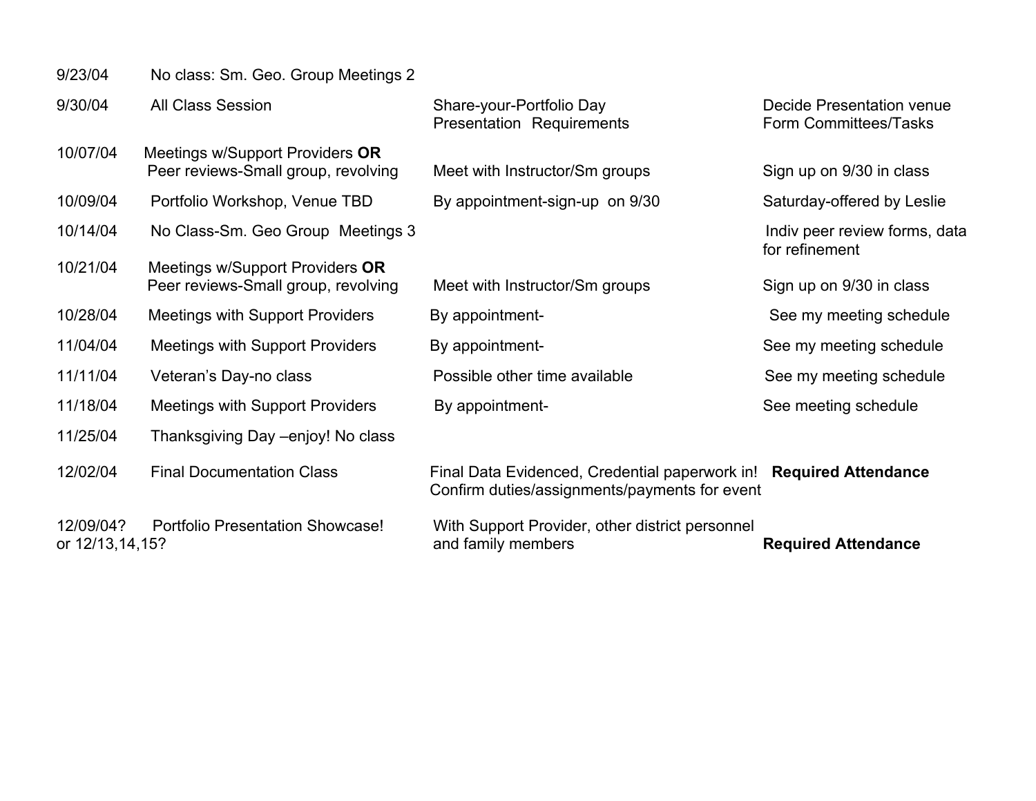| | | | |
|---|---|---|---|
| 9/23/04 | No class: Sm. Geo. Group Meetings 2 | | |
| 9/30/04 | All Class Session | Share-your-Portfolio Day<br>Presentation Requirements | Decide Presentation venue<br>Form Committees/Tasks |
| 10/07/04 | Meetings w/Support Providers **OR**<br>Peer reviews-Small group, revolving | Meet with Instructor/Sm groups | Sign up on 9/30 in class |
| 10/09/04 | Portfolio Workshop, Venue TBD | By appointment-sign-up on 9/30 | Saturday-offered by Leslie |
| 10/14/04 | No Class-Sm. Geo Group Meetings 3 | | Indiv peer review forms, data for refinement |
| 10/21/04 | Meetings w/Support Providers **OR**<br>Peer reviews-Small group, revolving | Meet with Instructor/Sm groups | Sign up on 9/30 in class |
| 10/28/04 | Meetings with Support Providers | By appointment- | See my meeting schedule |
| 11/04/04 | Meetings with Support Providers | By appointment- | See my meeting schedule |
| 11/11/04 | Veteran's Day-no class | Possible other time available | See my meeting schedule |
| 11/18/04 | Meetings with Support Providers | By appointment- | See meeting schedule |
| 11/25/04 | Thanksgiving Day –enjoy! No class | | |
| 12/02/04 | Final Documentation Class | Final Data Evidenced, Credential paperwork in!<br>Confirm duties/assignments/payments for event | **Required Attendance** |
| 12/09/04?<br>or 12/13,14,15? | Portfolio Presentation Showcase! | With Support Provider, other district personnel and family members | **Required Attendance** |